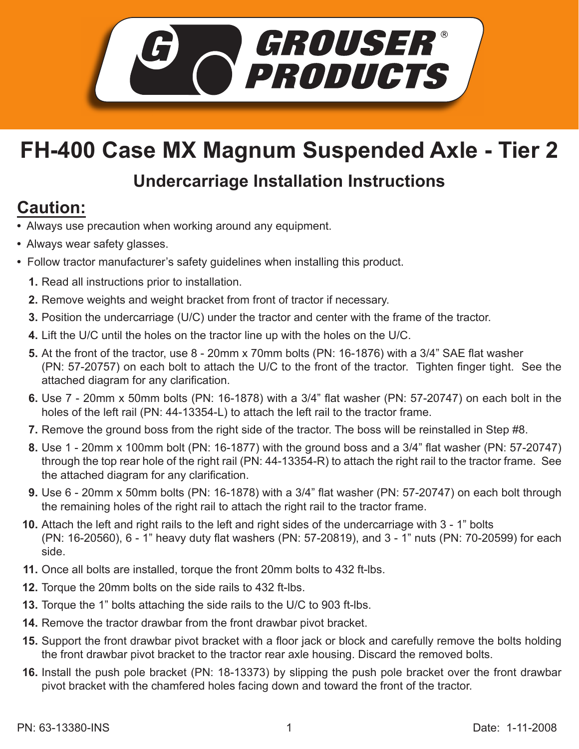# GROUSER® PRODUCTS

# FH-400 Case MX Magnum Suspended Axle - Tier 2

## Undercarriage Installation Instructions

## Caution:

- Always use precaution when working around any equipment.
- Always wear safety glasses.
- Follow tractor manufacturer's safety guidelines when installing this product.

1. Read all instructions prior to installation.
2. Remove weights and weight bracket from front of tractor if necessary.
3. Position the undercarriage (U/C) under the tractor and center with the frame of the tractor.
4. Lift the U/C until the holes on the tractor line up with the holes on the U/C.
5. At the front of the tractor, use 8 - 20mm x 70mm bolts (PN: 16-1876) with a 3/4" SAE flat washer (PN: 57-20757) on each bolt to attach the U/C to the front of the tractor. Tighten finger tight. See the attached diagram for any clarification.
6. Use 7 - 20mm x 50mm bolts (PN: 16-1878) with a 3/4" flat washer (PN: 57-20747) on each bolt in the holes of the left rail (PN: 44-13354-L) to attach the left rail to the tractor frame.
7. Remove the ground boss from the right side of the tractor. The boss will be reinstalled in Step #8.
8. Use 1 - 20mm x 100mm bolt (PN: 16-1877) with the ground boss and a 3/4" flat washer (PN: 57-20747) through the top rear hole of the right rail (PN: 44-13354-R) to attach the right rail to the tractor frame. See the attached diagram for any clarification.
9. Use 6 - 20mm x 50mm bolts (PN: 16-1878) with a 3/4" flat washer (PN: 57-20747) on each bolt through the remaining holes of the right rail to attach the right rail to the tractor frame.
10. Attach the left and right rails to the left and right sides of the undercarriage with 3 - 1" bolts (PN: 16-20560), 6 - 1" heavy duty flat washers (PN: 57-20819), and 3 - 1" nuts (PN: 70-20599) for each side.
11. Once all bolts are installed, torque the front 20mm bolts to 432 ft-lbs.
12. Torque the 20mm bolts on the side rails to 432 ft-lbs.
13. Torque the 1" bolts attaching the side rails to the U/C to 903 ft-lbs.
14. Remove the tractor drawbar from the front drawbar pivot bracket.
15. Support the front drawbar pivot bracket with a floor jack or block and carefully remove the bolts holding the front drawbar pivot bracket to the tractor rear axle housing. Discard the removed bolts.
16. Install the push pole bracket (PN: 18-13373) by slipping the push pole bracket over the front drawbar pivot bracket with the chamfered holes facing down and toward the front of the tractor.

PN: 63-13380-INS

Date: 1-11-2008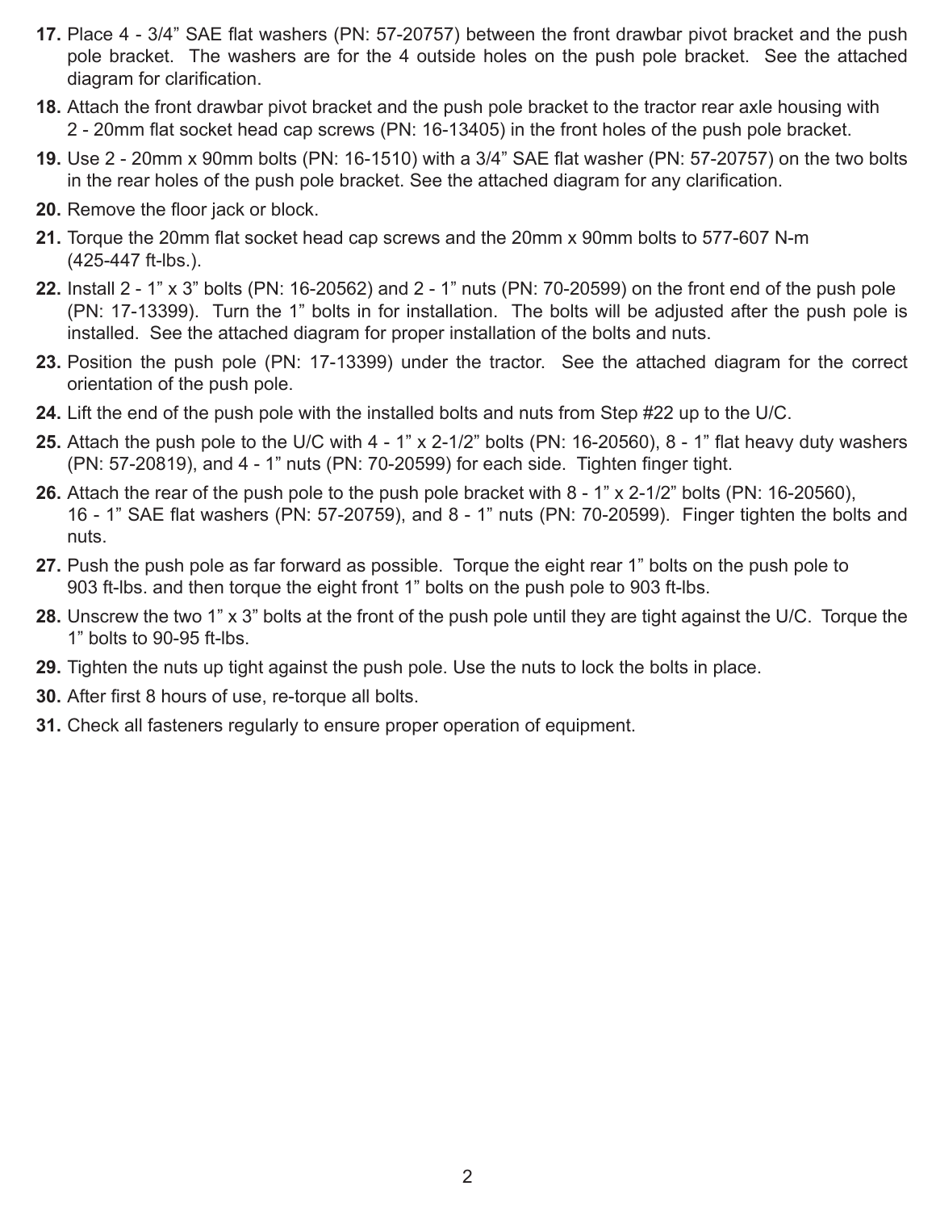17. Place 4 - 3/4” SAE flat washers (PN: 57-20757) between the front drawbar pivot bracket and the push pole bracket. The washers are for the 4 outside holes on the push pole bracket. See the attached diagram for clarification.
18. Attach the front drawbar pivot bracket and the push pole bracket to the tractor rear axle housing with 2 - 20mm flat socket head cap screws (PN: 16-13405) in the front holes of the push pole bracket.
19. Use 2 - 20mm x 90mm bolts (PN: 16-1510) with a 3/4” SAE flat washer (PN: 57-20757) on the two bolts in the rear holes of the push pole bracket. See the attached diagram for any clarification.
20. Remove the floor jack or block.
21. Torque the 20mm flat socket head cap screws and the 20mm x 90mm bolts to 577-607 N-m (425-447 ft-lbs.).
22. Install 2 - 1” x 3” bolts (PN: 16-20562) and 2 - 1” nuts (PN: 70-20599) on the front end of the push pole (PN: 17-13399). Turn the 1” bolts in for installation. The bolts will be adjusted after the push pole is installed. See the attached diagram for proper installation of the bolts and nuts.
23. Position the push pole (PN: 17-13399) under the tractor. See the attached diagram for the correct orientation of the push pole.
24. Lift the end of the push pole with the installed bolts and nuts from Step #22 up to the U/C.
25. Attach the push pole to the U/C with 4 - 1” x 2-1/2” bolts (PN: 16-20560), 8 - 1” flat heavy duty washers (PN: 57-20819), and 4 - 1” nuts (PN: 70-20599) for each side. Tighten finger tight.
26. Attach the rear of the push pole to the push pole bracket with 8 - 1” x 2-1/2” bolts (PN: 16-20560), 16 - 1” SAE flat washers (PN: 57-20759), and 8 - 1” nuts (PN: 70-20599). Finger tighten the bolts and nuts.
27. Push the push pole as far forward as possible. Torque the eight rear 1” bolts on the push pole to 903 ft-lbs. and then torque the eight front 1” bolts on the push pole to 903 ft-lbs.
28. Unscrew the two 1” x 3” bolts at the front of the push pole until they are tight against the U/C. Torque the 1” bolts to 90-95 ft-lbs.
29. Tighten the nuts up tight against the push pole. Use the nuts to lock the bolts in place.
30. After first 8 hours of use, re-torque all bolts.
31. Check all fasteners regularly to ensure proper operation of equipment.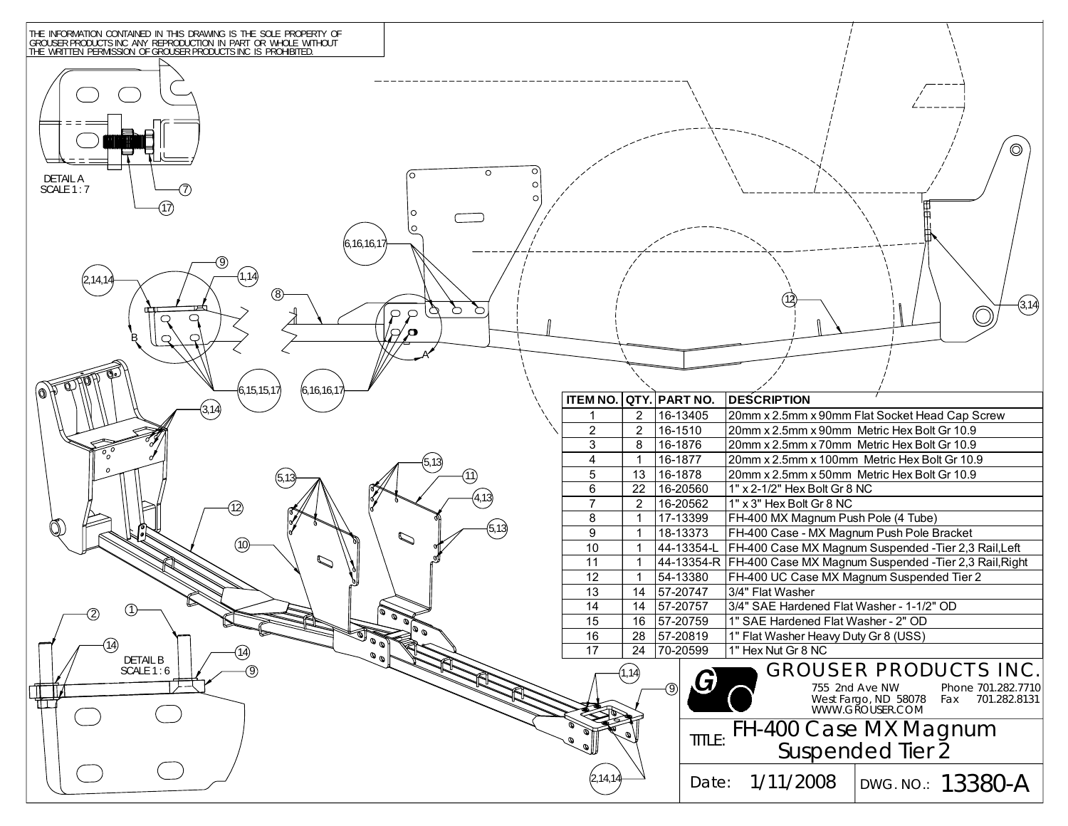THE INFORMATION CONTAINED IN THIS DRAWING IS THE SOLE PROPERTY OF GROUSER PRODUCTS INC ANY REPRODUCTION IN PART OR WHOLE WITHOUT THE WRITTEN PERMISSION OF GROUSER PRODUCTS INC IS PROHIBITED.

DETAIL A
SCALE 1 : 7

17

7

6,16,16,17

2,14,14

9

1,14

8

B

A

12

3,14

6,15,15,17

6,16,16,17

3,14

5,13

5,13

11

4,13

12

5,13

10

2

1

14

DETAIL B
SCALE 1 : 6

14

9

1,14

9

2,14,14

| ITEM NO. | QTY. | PART NO. | DESCRIPTION |
|---|---|---|---|
| 1 | 2 | 16-13405 | 20mm x 2.5mm x 90mm Flat Socket Head Cap Screw |
| 2 | 2 | 16-1510 | 20mm x 2.5mm x 90mm Metric Hex Bolt Gr 10.9 |
| 3 | 8 | 16-1876 | 20mm x 2.5mm x 70mm Metric Hex Bolt Gr 10.9 |
| 4 | 1 | 16-1877 | 20mm x 2.5mm x 100mm Metric Hex Bolt Gr 10.9 |
| 5 | 13 | 16-1878 | 20mm x 2.5mm x 50mm Metric Hex Bolt Gr 10.9 |
| 6 | 22 | 16-20560 | 1" x 2-1/2" Hex Bolt Gr 8 NC |
| 7 | 2 | 16-20562 | 1" x 3" Hex Bolt Gr 8 NC |
| 8 | 1 | 17-13399 | FH-400 MX Magnum Push Pole (4 Tube) |
| 9 | 1 | 18-13373 | FH-400 Case - MX Magnum Push Pole Bracket |
| 10 | 1 | 44-13354-L | FH-400 Case MX Magnum Suspended -Tier 2,3 Rail,Left |
| 11 | 1 | 44-13354-R | FH-400 Case MX Magnum Suspended -Tier 2,3 Rail,Right |
| 12 | 1 | 54-13380 | FH-400 UC Case MX Magnum Suspended Tier 2 |
| 13 | 14 | 57-20747 | 3/4" Flat Washer |
| 14 | 14 | 57-20757 | 3/4" SAE Hardened Flat Washer - 1-1/2" OD |
| 15 | 16 | 57-20759 | 1" SAE Hardened Flat Washer - 2" OD |
| 16 | 28 | 57-20819 | 1" Flat Washer Heavy Duty Gr 8 (USS) |
| 17 | 24 | 70-20599 | 1" Hex Nut Gr 8 NC |

GROUSER PRODUCTS INC.

755 2nd Ave NW
West Fargo, ND 58078
WWW.GROUSER.COM

Phone 701.282.7710
Fax 701.282.8131

TITLE: FH-400 Case MX Magnum Suspended Tier 2

Date: 1/11/2008

DWG. NO.: 13380-A